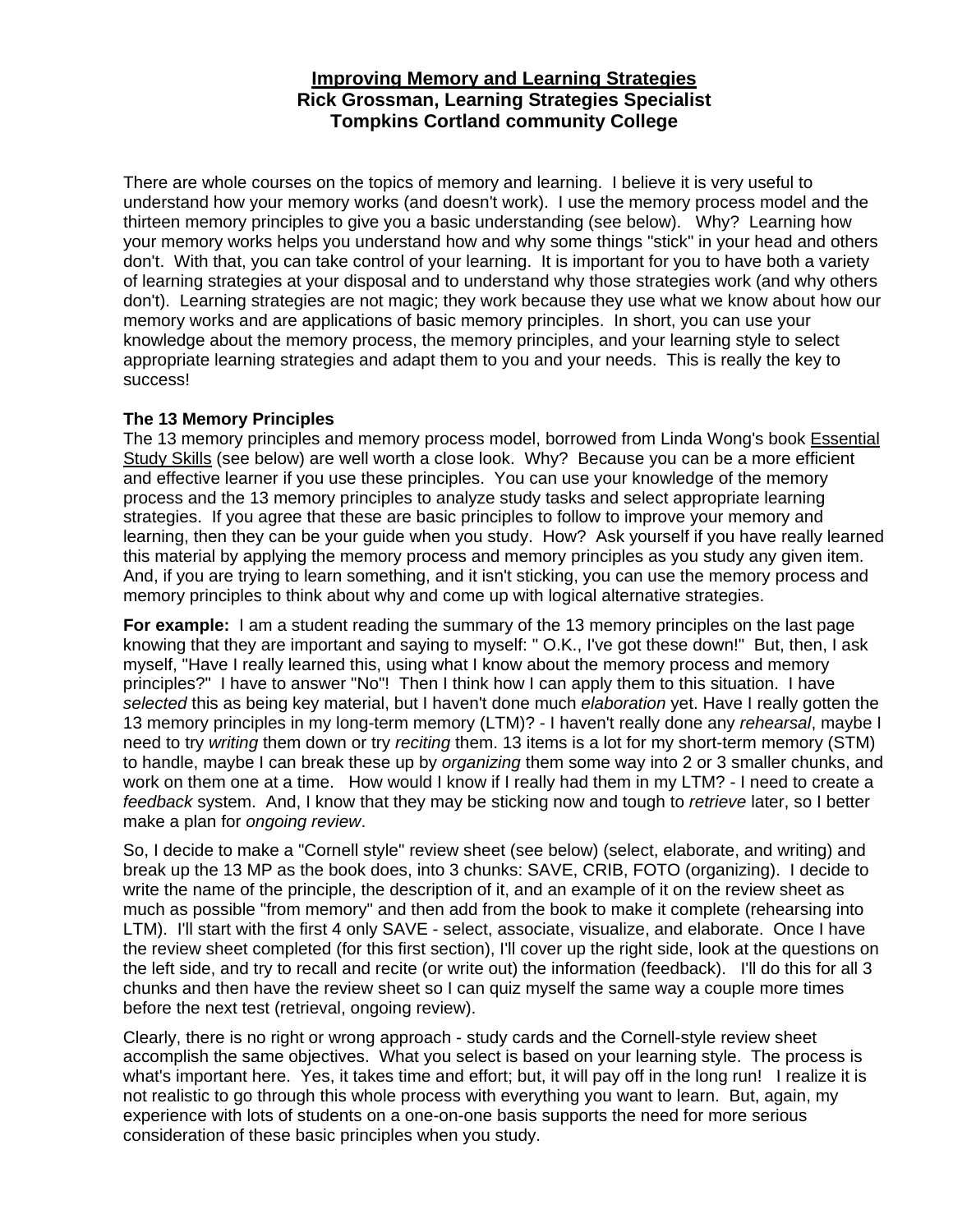# Improving Memory and Learning Strategies

**Rick Grossman, Learning Strategies Specialist**
**Tompkins Cortland community College**

There are whole courses on the topics of memory and learning. I believe it is very useful to understand how your memory works (and doesn't work). I use the memory process model and the thirteen memory principles to give you a basic understanding (see below). Why? Learning how your memory works helps you understand how and why some things "stick" in your head and others don't. With that, you can take control of your learning. It is important for you to have both a variety of learning strategies at your disposal and to understand why those strategies work (and why others don't). Learning strategies are not magic; they work because they use what we know about how our memory works and are applications of basic memory principles. In short, you can use your knowledge about the memory process, the memory principles, and your learning style to select appropriate learning strategies and adapt them to you and your needs. This is really the key to success!

## The 13 Memory Principles

The 13 memory principles and memory process model, borrowed from Linda Wong's book Essential Study Skills (see below) are well worth a close look. Why? Because you can be a more efficient and effective learner if you use these principles. You can use your knowledge of the memory process and the 13 memory principles to analyze study tasks and select appropriate learning strategies. If you agree that these are basic principles to follow to improve your memory and learning, then they can be your guide when you study. How? Ask yourself if you have really learned this material by applying the memory process and memory principles as you study any given item. And, if you are trying to learn something, and it isn't sticking, you can use the memory process and memory principles to think about why and come up with logical alternative strategies.

**For example:** I am a student reading the summary of the 13 memory principles on the last page knowing that they are important and saying to myself: " O.K., I've got these down!" But, then, I ask myself, "Have I really learned this, using what I know about the memory process and memory principles?" I have to answer "No"! Then I think how I can apply them to this situation. I have *selected* this as being key material, but I haven't done much *elaboration* yet. Have I really gotten the 13 memory principles in my long-term memory (LTM)? - I haven't really done any *rehearsal*, maybe I need to try *writing* them down or try *reciting* them. 13 items is a lot for my short-term memory (STM) to handle, maybe I can break these up by *organizing* them some way into 2 or 3 smaller chunks, and work on them one at a time. How would I know if I really had them in my LTM? - I need to create a *feedback* system. And, I know that they may be sticking now and tough to *retrieve* later, so I better make a plan for *ongoing review*.

So, I decide to make a "Cornell style" review sheet (see below) (select, elaborate, and writing) and break up the 13 MP as the book does, into 3 chunks: SAVE, CRIB, FOTO (organizing). I decide to write the name of the principle, the description of it, and an example of it on the review sheet as much as possible "from memory" and then add from the book to make it complete (rehearsing into LTM). I'll start with the first 4 only SAVE - select, associate, visualize, and elaborate. Once I have the review sheet completed (for this first section), I'll cover up the right side, look at the questions on the left side, and try to recall and recite (or write out) the information (feedback). I'll do this for all 3 chunks and then have the review sheet so I can quiz myself the same way a couple more times before the next test (retrieval, ongoing review).

Clearly, there is no right or wrong approach - study cards and the Cornell-style review sheet accomplish the same objectives. What you select is based on your learning style. The process is what's important here. Yes, it takes time and effort; but, it will pay off in the long run! I realize it is not realistic to go through this whole process with everything you want to learn. But, again, my experience with lots of students on a one-on-one basis supports the need for more serious consideration of these basic principles when you study.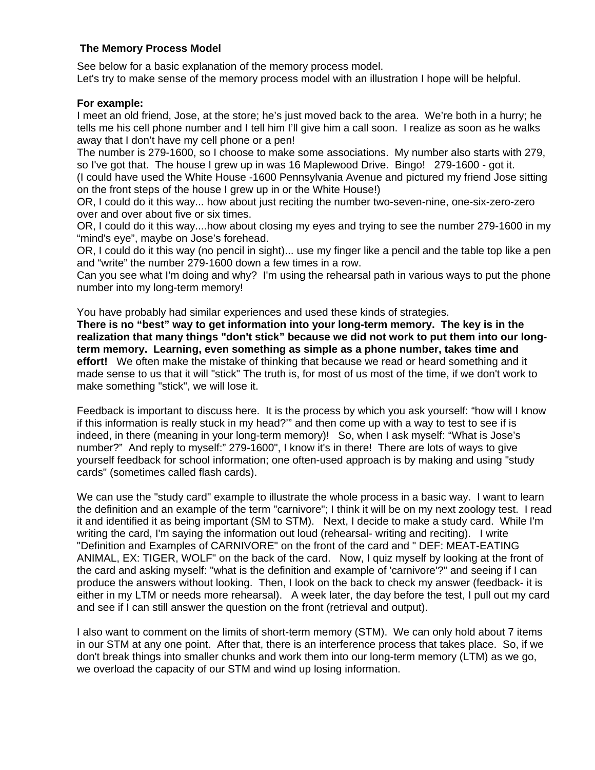**The Memory Process Model**

See below for a basic explanation of the memory process model.
Let's try to make sense of the memory process model with an illustration I hope will be helpful.

**For example:**
I meet an old friend, Jose, at the store; he's just moved back to the area. We're both in a hurry; he tells me his cell phone number and I tell him I'll give him a call soon. I realize as soon as he walks away that I don't have my cell phone or a pen!
The number is 279-1600, so I choose to make some associations. My number also starts with 279, so I've got that. The house I grew up in was 16 Maplewood Drive. Bingo! 279-1600 - got it.
(I could have used the White House -1600 Pennsylvania Avenue and pictured my friend Jose sitting on the front steps of the house I grew up in or the White House!)
OR, I could do it this way... how about just reciting the number two-seven-nine, one-six-zero-zero over and over about five or six times.
OR, I could do it this way....how about closing my eyes and trying to see the number 279-1600 in my "mind's eye", maybe on Jose's forehead.
OR, I could do it this way (no pencil in sight)... use my finger like a pencil and the table top like a pen and "write" the number 279-1600 down a few times in a row.
Can you see what I'm doing and why? I'm using the rehearsal path in various ways to put the phone number into my long-term memory!

You have probably had similar experiences and used these kinds of strategies.
**There is no "best" way to get information into your long-term memory. The key is in the realization that many things "don't stick" because we did not work to put them into our long-term memory. Learning, even something as simple as a phone number, takes time and effort!** We often make the mistake of thinking that because we read or heard something and it made sense to us that it will "stick" The truth is, for most of us most of the time, if we don't work to make something "stick", we will lose it.

Feedback is important to discuss here. It is the process by which you ask yourself: "how will I know if this information is really stuck in my head?'" and then come up with a way to test to see if is indeed, in there (meaning in your long-term memory)! So, when I ask myself: "What is Jose's number?" And reply to myself:" 279-1600", I know it's in there! There are lots of ways to give yourself feedback for school information; one often-used approach is by making and using "study cards" (sometimes called flash cards).

We can use the "study card" example to illustrate the whole process in a basic way. I want to learn the definition and an example of the term "carnivore"; I think it will be on my next zoology test. I read it and identified it as being important (SM to STM). Next, I decide to make a study card. While I'm writing the card, I'm saying the information out loud (rehearsal- writing and reciting). I write "Definition and Examples of CARNIVORE" on the front of the card and " DEF: MEAT-EATING ANIMAL, EX: TIGER, WOLF" on the back of the card. Now, I quiz myself by looking at the front of the card and asking myself: "what is the definition and example of 'carnivore'?" and seeing if I can produce the answers without looking. Then, I look on the back to check my answer (feedback- it is either in my LTM or needs more rehearsal). A week later, the day before the test, I pull out my card and see if I can still answer the question on the front (retrieval and output).

I also want to comment on the limits of short-term memory (STM). We can only hold about 7 items in our STM at any one point. After that, there is an interference process that takes place. So, if we don't break things into smaller chunks and work them into our long-term memory (LTM) as we go, we overload the capacity of our STM and wind up losing information.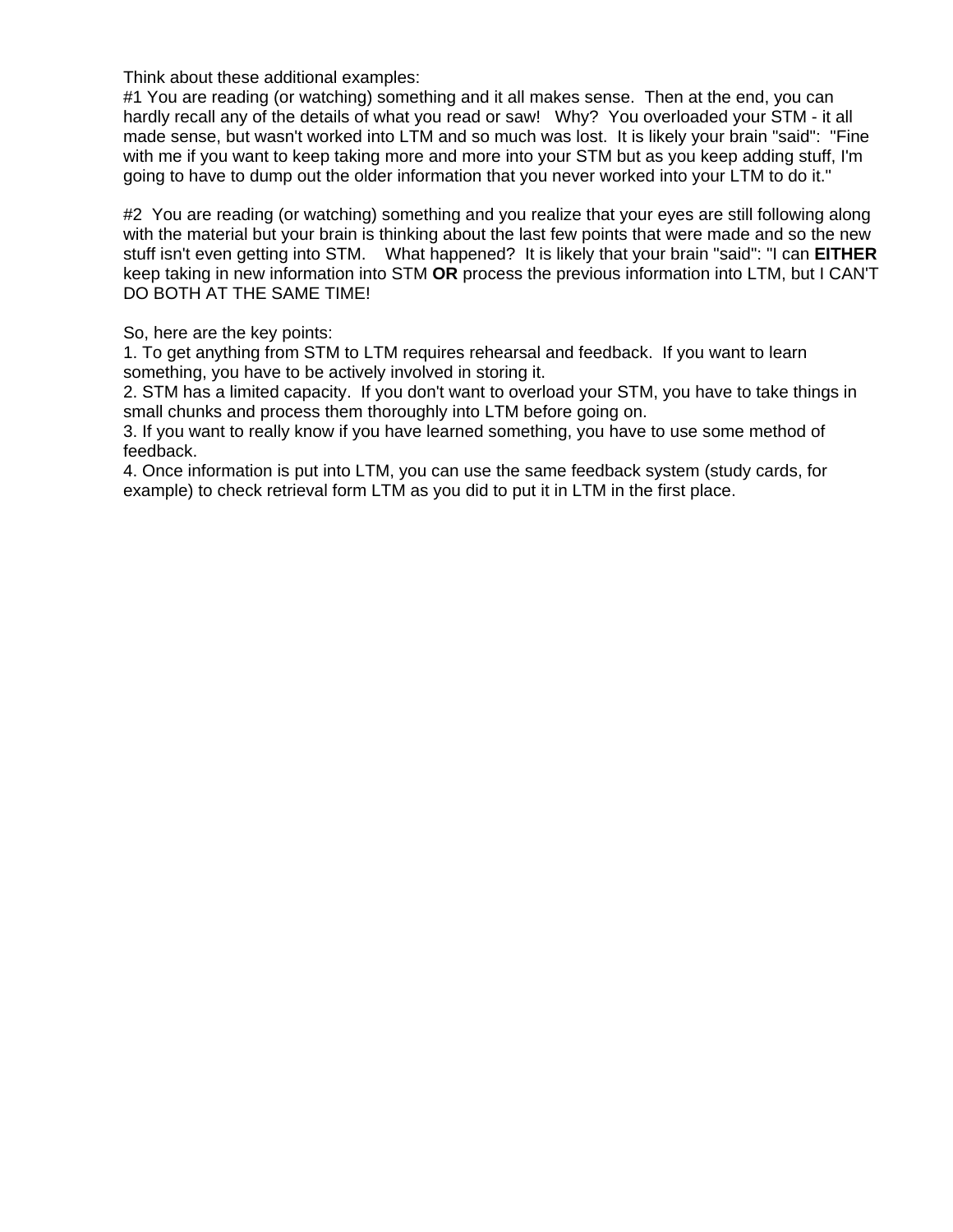Think about these additional examples:

#1 You are reading (or watching) something and it all makes sense. Then at the end, you can hardly recall any of the details of what you read or saw! Why? You overloaded your STM - it all made sense, but wasn't worked into LTM and so much was lost. It is likely your brain "said": "Fine with me if you want to keep taking more and more into your STM but as you keep adding stuff, I'm going to have to dump out the older information that you never worked into your LTM to do it."

#2 You are reading (or watching) something and you realize that your eyes are still following along with the material but your brain is thinking about the last few points that were made and so the new stuff isn't even getting into STM. What happened? It is likely that your brain "said": "I can **EITHER** keep taking in new information into STM **OR** process the previous information into LTM, but I CAN'T DO BOTH AT THE SAME TIME!

So, here are the key points:

1. To get anything from STM to LTM requires rehearsal and feedback. If you want to learn something, you have to be actively involved in storing it.
2. STM has a limited capacity. If you don't want to overload your STM, you have to take things in small chunks and process them thoroughly into LTM before going on.
3. If you want to really know if you have learned something, you have to use some method of feedback.
4. Once information is put into LTM, you can use the same feedback system (study cards, for example) to check retrieval form LTM as you did to put it in LTM in the first place.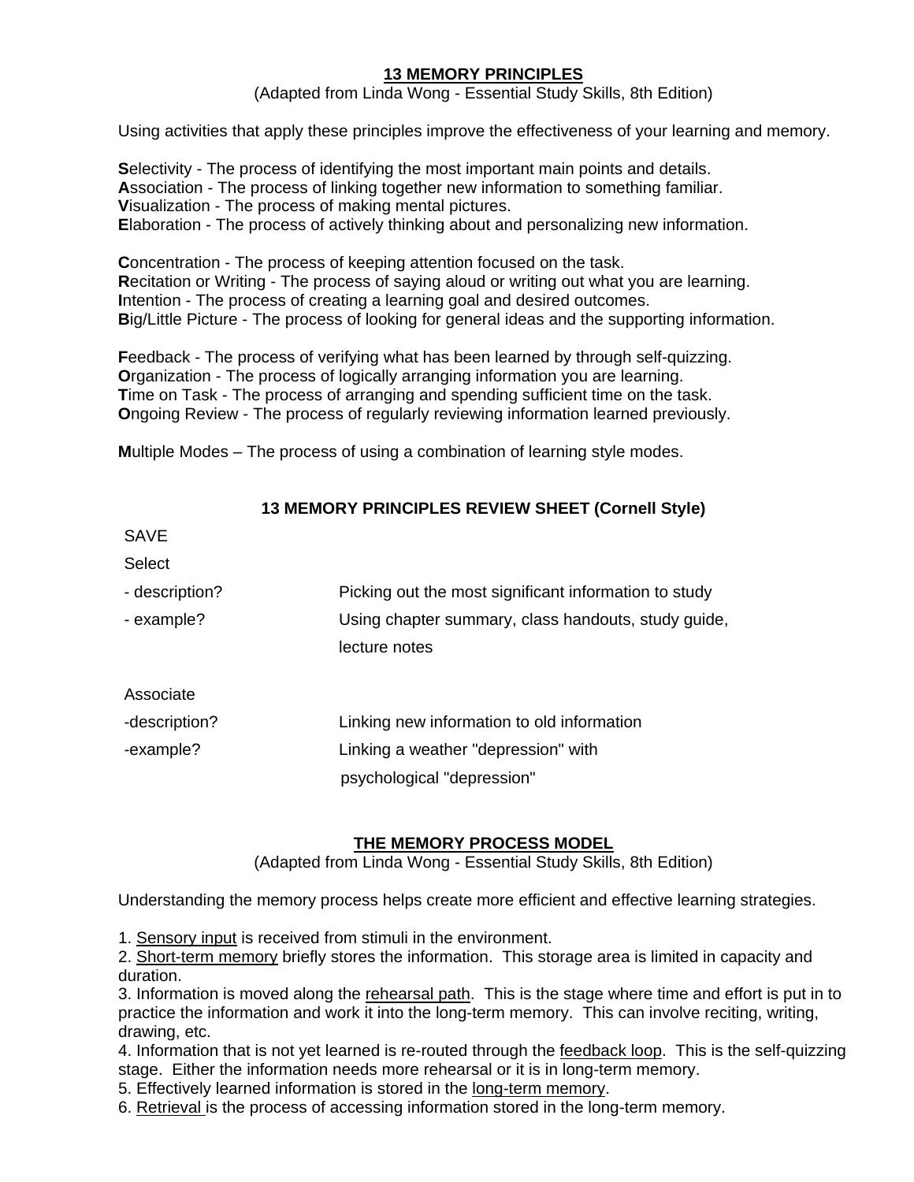## 13 MEMORY PRINCIPLES

(Adapted from Linda Wong - Essential Study Skills, 8th Edition)

Using activities that apply these principles improve the effectiveness of your learning and memory.

**S**electivity - The process of identifying the most important main points and details.
**A**ssociation - The process of linking together new information to something familiar.
**V**isualization - The process of making mental pictures.
**E**laboration - The process of actively thinking about and personalizing new information.

**C**oncentration - The process of keeping attention focused on the task.
**R**ecitation or Writing - The process of saying aloud or writing out what you are learning.
**I**ntention - The process of creating a learning goal and desired outcomes.
**B**ig/Little Picture - The process of looking for general ideas and the supporting information.

**F**eedback - The process of verifying what has been learned by through self-quizzing.
**O**rganization - The process of logically arranging information you are learning.
**T**ime on Task - The process of arranging and spending sufficient time on the task.
**O**ngoing Review - The process of regularly reviewing information learned previously.

**M**ultiple Modes – The process of using a combination of learning style modes.

### 13 MEMORY PRINCIPLES REVIEW SHEET (Cornell Style)

| | |
|---|---|
| SAVE | |
| Select | |
| - description? | Picking out the most significant information to study |
| - example? | Using chapter summary, class handouts, study guide, lecture notes |
| | |
| Associate | |
| -description? | Linking new information to old information |
| -example? | Linking a weather "depression" with psychological "depression" |

## THE MEMORY PROCESS MODEL

(Adapted from Linda Wong - Essential Study Skills, 8th Edition)

Understanding the memory process helps create more efficient and effective learning strategies.

1. Sensory input is received from stimuli in the environment.
2. Short-term memory briefly stores the information. This storage area is limited in capacity and duration.
3. Information is moved along the rehearsal path. This is the stage where time and effort is put in to practice the information and work it into the long-term memory. This can involve reciting, writing, drawing, etc.
4. Information that is not yet learned is re-routed through the feedback loop. This is the self-quizzing stage. Either the information needs more rehearsal or it is in long-term memory.
5. Effectively learned information is stored in the long-term memory.
6. Retrieval is the process of accessing information stored in the long-term memory.